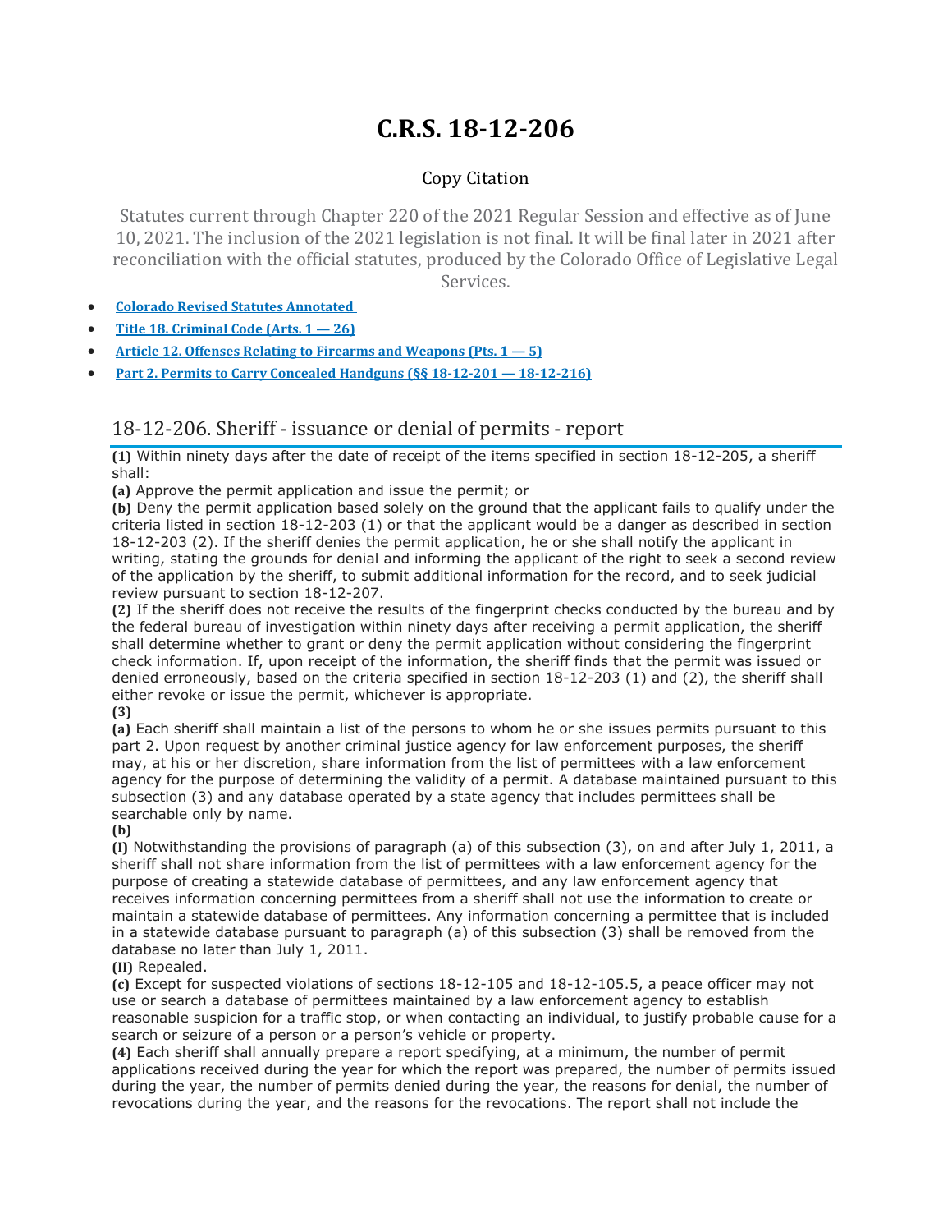# C.R.S. 18-12-206

Copy Citation

Statutes current through Chapter 220 of the 2021 Regular Session and effective as of June 10, 2021. The inclusion of the 2021 legislation is not final. It will be final later in 2021 after reconciliation with the official statutes, produced by the Colorado Office of Legislative Legal Services.

- **Colorado Revised Statutes Annotated**
- **Title 18. Criminal Code (Arts. 1 — 26)**
- **Article 12. Offenses Relating to Firearms and Weapons (Pts. 1 — 5)**
- **Part 2. Permits to Carry Concealed Handguns (§§ 18-12-201 — 18-12-216)**

## 18-12-206. Sheriff - issuance or denial of permits - report

**(1)** Within ninety days after the date of receipt of the items specified in section 18-12-205, a sheriff shall:

**(a)** Approve the permit application and issue the permit; or

**(b)** Deny the permit application based solely on the ground that the applicant fails to qualify under the criteria listed in section 18-12-203 (1) or that the applicant would be a danger as described in section 18-12-203 (2). If the sheriff denies the permit application, he or she shall notify the applicant in writing, stating the grounds for denial and informing the applicant of the right to seek a second review of the application by the sheriff, to submit additional information for the record, and to seek judicial review pursuant to section 18-12-207.

**(2)** If the sheriff does not receive the results of the fingerprint checks conducted by the bureau and by the federal bureau of investigation within ninety days after receiving a permit application, the sheriff shall determine whether to grant or deny the permit application without considering the fingerprint check information. If, upon receipt of the information, the sheriff finds that the permit was issued or denied erroneously, based on the criteria specified in section 18-12-203 (1) and (2), the sheriff shall either revoke or issue the permit, whichever is appropriate.

**(3)**

**(a)** Each sheriff shall maintain a list of the persons to whom he or she issues permits pursuant to this part 2. Upon request by another criminal justice agency for law enforcement purposes, the sheriff may, at his or her discretion, share information from the list of permittees with a law enforcement agency for the purpose of determining the validity of a permit. A database maintained pursuant to this subsection (3) and any database operated by a state agency that includes permittees shall be searchable only by name.

**(b)**

**(I)** Notwithstanding the provisions of paragraph (a) of this subsection (3), on and after July 1, 2011, a sheriff shall not share information from the list of permittees with a law enforcement agency for the purpose of creating a statewide database of permittees, and any law enforcement agency that receives information concerning permittees from a sheriff shall not use the information to create or maintain a statewide database of permittees. Any information concerning a permittee that is included in a statewide database pursuant to paragraph (a) of this subsection (3) shall be removed from the database no later than July 1, 2011.

**(II)** Repealed.

**(c)** Except for suspected violations of sections 18-12-105 and 18-12-105.5, a peace officer may not use or search a database of permittees maintained by a law enforcement agency to establish reasonable suspicion for a traffic stop, or when contacting an individual, to justify probable cause for a search or seizure of a person or a person's vehicle or property.

**(4)** Each sheriff shall annually prepare a report specifying, at a minimum, the number of permit applications received during the year for which the report was prepared, the number of permits issued during the year, the number of permits denied during the year, the reasons for denial, the number of revocations during the year, and the reasons for the revocations. The report shall not include the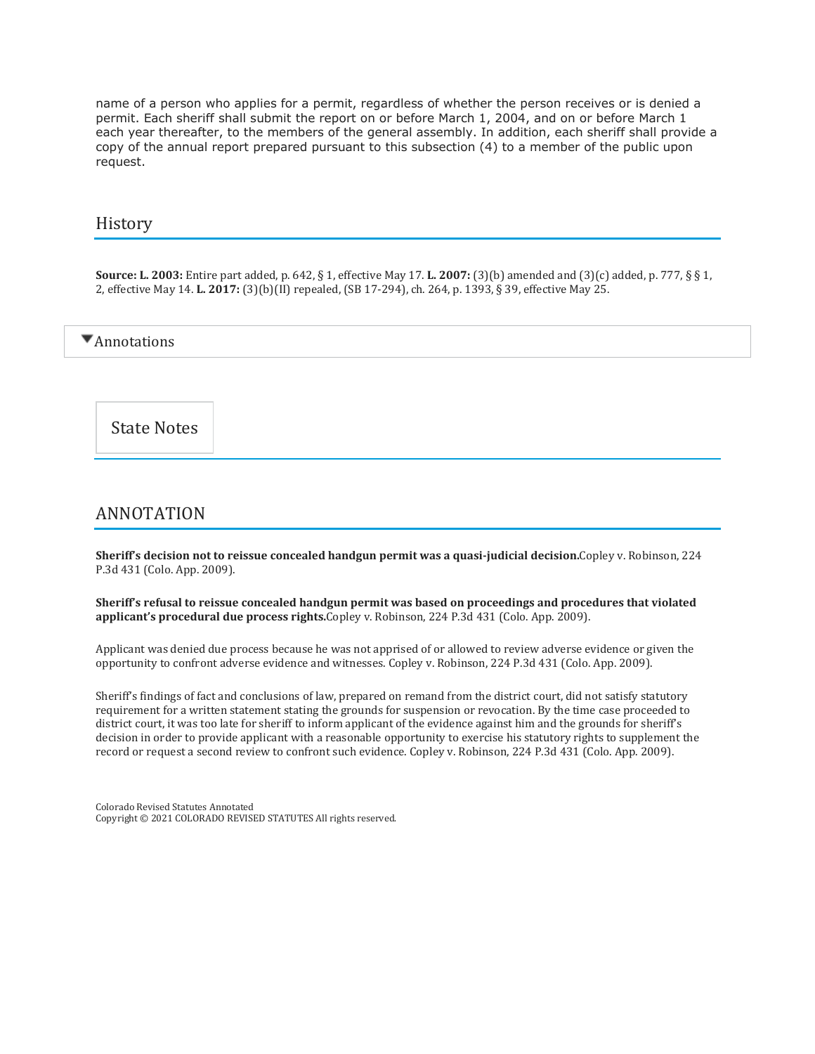name of a person who applies for a permit, regardless of whether the person receives or is denied a permit. Each sheriff shall submit the report on or before March 1, 2004, and on or before March 1 each year thereafter, to the members of the general assembly. In addition, each sheriff shall provide a copy of the annual report prepared pursuant to this subsection (4) to a member of the public upon request.

## History

**Source: L. 2003:** Entire part added, p. 642, § 1, effective May 17. **L. 2007:** (3)(b) amended and (3)(c) added, p. 777, §§ 1, 2, effective May 14. **L. 2017:** (3)(b)(II) repealed, (SB 17-294), ch. 264, p. 1393, § 39, effective May 25.

## Annotations

### State Notes

## ANNOTATION

**Sheriff's decision not to reissue concealed handgun permit was a quasi-judicial decision.** Copley v. Robinson, 224 P.3d 431 (Colo. App. 2009).

**Sheriff's refusal to reissue concealed handgun permit was based on proceedings and procedures that violated applicant's procedural due process rights.** Copley v. Robinson, 224 P.3d 431 (Colo. App. 2009).

Applicant was denied due process because he was not apprised of or allowed to review adverse evidence or given the opportunity to confront adverse evidence and witnesses. Copley v. Robinson, 224 P.3d 431 (Colo. App. 2009).

Sheriff's findings of fact and conclusions of law, prepared on remand from the district court, did not satisfy statutory requirement for a written statement stating the grounds for suspension or revocation. By the time case proceeded to district court, it was too late for sheriff to inform applicant of the evidence against him and the grounds for sheriff's decision in order to provide applicant with a reasonable opportunity to exercise his statutory rights to supplement the record or request a second review to confront such evidence. Copley v. Robinson, 224 P.3d 431 (Colo. App. 2009).

Colorado Revised Statutes Annotated
Copyright © 2021 COLORADO REVISED STATUTES All rights reserved.